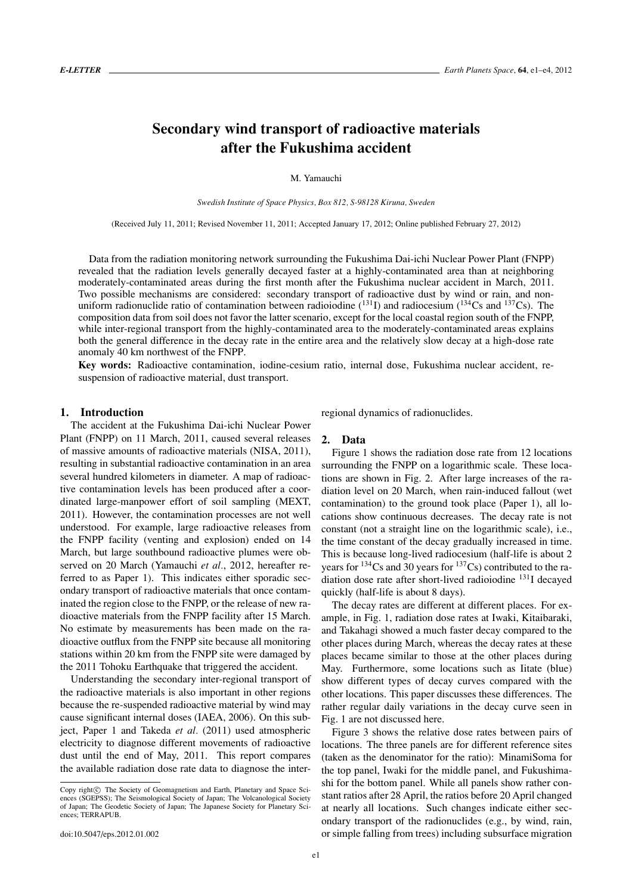# Secondary wind transport of radioactive materials after the Fukushima accident

M. Yamauchi

*Swedish Institute of Space Physics, Box 812, S-98128 Kiruna, Sweden*

(Received July 11, 2011; Revised November 11, 2011; Accepted January 17, 2012; Online published February 27, 2012)

Data from the radiation monitoring network surrounding the Fukushima Dai-ichi Nuclear Power Plant (FNPP) revealed that the radiation levels generally decayed faster at a highly-contaminated area than at neighboring moderately-contaminated areas during the first month after the Fukushima nuclear accident in March, 2011. Two possible mechanisms are considered: secondary transport of radioactive dust by wind or rain, and non-uniform radionuclide ratio of contamination between radioiodine ($^{131}$I) and radiocesium ($^{134}$Cs and $^{137}$Cs). The composition data from soil does not favor the latter scenario, except for the local coastal region south of the FNPP, while inter-regional transport from the highly-contaminated area to the moderately-contaminated areas explains both the general difference in the decay rate in the entire area and the relatively slow decay at a high-dose rate anomaly 40 km northwest of the FNPP.

**Key words:** Radioactive contamination, iodine-cesium ratio, internal dose, Fukushima nuclear accident, re-suspension of radioactive material, dust transport.

## 1. Introduction

The accident at the Fukushima Dai-ichi Nuclear Power Plant (FNPP) on 11 March, 2011, caused several releases of massive amounts of radioactive materials (NISA, 2011), resulting in substantial radioactive contamination in an area several hundred kilometers in diameter. A map of radioactive contamination levels has been produced after a coordinated large-manpower effort of soil sampling (MEXT, 2011). However, the contamination processes are not well understood. For example, large radioactive releases from the FNPP facility (venting and explosion) ended on 14 March, but large southbound radioactive plumes were observed on 20 March (Yamauchi *et al*., 2012, hereafter referred to as Paper 1). This indicates either sporadic secondary transport of radioactive materials that once contaminated the region close to the FNPP, or the release of new radioactive materials from the FNPP facility after 15 March. No estimate by measurements has been made on the radioactive outflux from the FNPP site because all monitoring stations within 20 km from the FNPP site were damaged by the 2011 Tohoku Earthquake that triggered the accident.

Understanding the secondary inter-regional transport of the radioactive materials is also important in other regions because the re-suspended radioactive material by wind may cause significant internal doses (IAEA, 2006). On this subject, Paper 1 and Takeda *et al*. (2011) used atmospheric electricity to diagnose different movements of radioactive dust until the end of May, 2011. This report compares the available radiation dose rate data to diagnose the inter-regional dynamics of radionuclides.

## 2. Data

Figure 1 shows the radiation dose rate from 12 locations surrounding the FNPP on a logarithmic scale. These locations are shown in Fig. 2. After large increases of the radiation level on 20 March, when rain-induced fallout (wet contamination) to the ground took place (Paper 1), all locations show continuous decreases. The decay rate is not constant (not a straight line on the logarithmic scale), i.e., the time constant of the decay gradually increased in time. This is because long-lived radiocesium (half-life is about 2 years for $^{134}$Cs and 30 years for $^{137}$Cs) contributed to the radiation dose rate after short-lived radioiodine $^{131}$I decayed quickly (half-life is about 8 days).

The decay rates are different at different places. For example, in Fig. 1, radiation dose rates at Iwaki, Kitaibaraki, and Takahagi showed a much faster decay compared to the other places during March, whereas the decay rates at these places became similar to those at the other places during May. Furthermore, some locations such as Iitate (blue) show different types of decay curves compared with the other locations. This paper discusses these differences. The rather regular daily variations in the decay curve seen in Fig. 1 are not discussed here.

Figure 3 shows the relative dose rates between pairs of locations. The three panels are for different reference sites (taken as the denominator for the ratio): MinamiSoma for the top panel, Iwaki for the middle panel, and Fukushima-shi for the bottom panel. While all panels show rather constant ratios after 28 April, the ratios before 20 April changed at nearly all locations. Such changes indicate either secondary transport of the radionuclides (e.g., by wind, rain, or simple falling from trees) including subsurface migration

Copy right© The Society of Geomagnetism and Earth, Planetary and Space Sciences (SGEPSS); The Seismological Society of Japan; The Volcanological Society of Japan; The Geodetic Society of Japan; The Japanese Society for Planetary Sciences; TERRAPUB.

doi:10.5047/eps.2012.01.002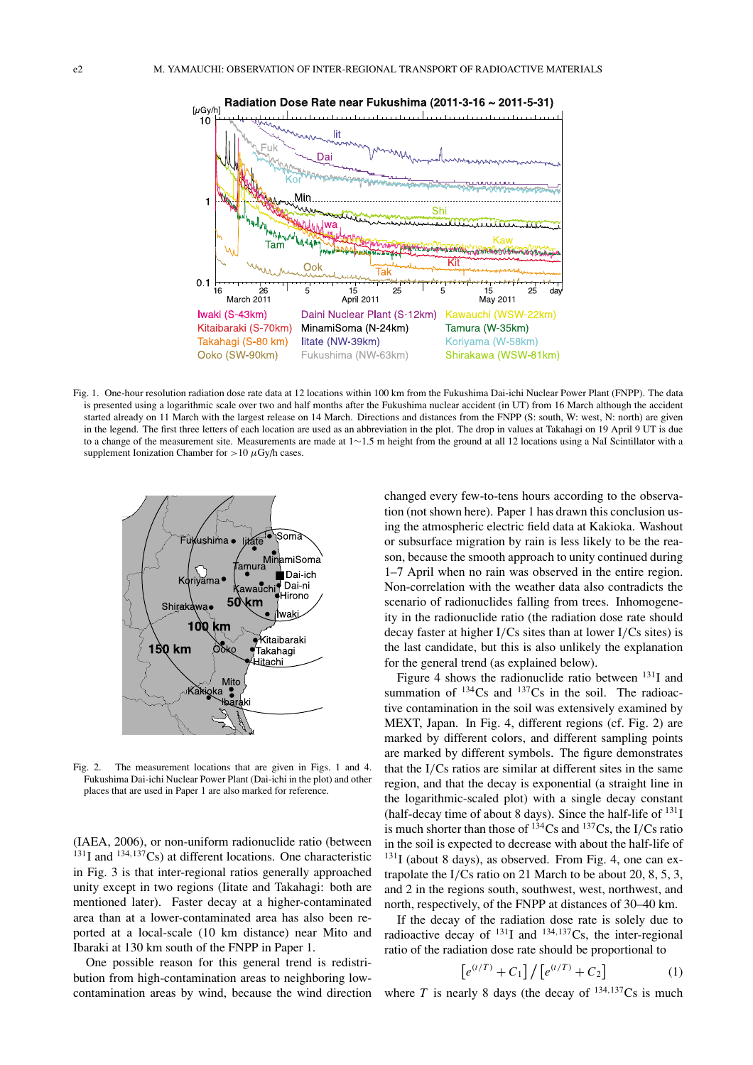Fig. 1. One-hour resolution radiation dose rate data at 12 locations within 100 km from the Fukushima Dai-ichi Nuclear Power Plant (FNPP). The data is presented using a logarithmic scale over two and half months after the Fukushima nuclear accident (in UT) from 16 March although the accident started already on 11 March with the largest release on 14 March. Directions and distances from the FNPP (S: south, W: west, N: north) are given in the legend. The first three letters of each location are used as an abbreviation in the plot. The drop in values at Takahagi on 19 April 9 UT is due to a change of the measurement site. Measurements are made at 1∼1.5 m height from the ground at all 12 locations using a NaI Scintillator with a supplement Ionization Chamber for $>10$ $\mu$Gy/h cases.

Fig. 2. The measurement locations that are given in Figs. 1 and 4. Fukushima Dai-ichi Nuclear Power Plant (Dai-ichi in the plot) and other places that are used in Paper 1 are also marked for reference.

(IAEA, 2006), or non-uniform radionuclide ratio (between $^{131}$I and $^{134,137}$Cs) at different locations. One characteristic in Fig. 3 is that inter-regional ratios generally approached unity except in two regions (Iitate and Takahagi: both are mentioned later). Faster decay at a higher-contaminated area than at a lower-contaminated area has also been reported at a local-scale (10 km distance) near Mito and Ibaraki at 130 km south of the FNPP in Paper 1.

One possible reason for this general trend is redistribution from high-contamination areas to neighboring low-contamination areas by wind, because the wind direction changed every few-to-tens hours according to the observation (not shown here). Paper 1 has drawn this conclusion using the atmospheric electric field data at Kakioka. Washout or subsurface migration by rain is less likely to be the reason, because the smooth approach to unity continued during 1–7 April when no rain was observed in the entire region. Non-correlation with the weather data also contradicts the scenario of radionuclides falling from trees. Inhomogeneity in the radionuclide ratio (the radiation dose rate should decay faster at higher I/Cs sites than at lower I/Cs sites) is the last candidate, but this is also unlikely the explanation for the general trend (as explained below).

Figure 4 shows the radionuclide ratio between $^{131}$I and summation of $^{134}$Cs and $^{137}$Cs in the soil. The radioactive contamination in the soil was extensively examined by MEXT, Japan. In Fig. 4, different regions (cf. Fig. 2) are marked by different colors, and different sampling points are marked by different symbols. The figure demonstrates that the I/Cs ratios are similar at different sites in the same region, and that the decay is exponential (a straight line in the logarithmic-scaled plot) with a single decay constant (half-decay time of about 8 days). Since the half-life of $^{131}$I is much shorter than those of $^{134}$Cs and $^{137}$Cs, the I/Cs ratio in the soil is expected to decrease with about the half-life of $^{131}$I (about 8 days), as observed. From Fig. 4, one can extrapolate the I/Cs ratio on 21 March to be about 20, 8, 5, 3, and 2 in the regions south, southwest, west, northwest, and north, respectively, of the FNPP at distances of 30–40 km.

If the decay of the radiation dose rate is solely due to radioactive decay of $^{131}$I and $^{134,137}$Cs, the inter-regional ratio of the radiation dose rate should be proportional to

$$\left[e^{(t/T)} + C_1\right] / \left[e^{(t/T)} + C_2\right] \tag{1}$$

where $T$ is nearly 8 days (the decay of $^{134,137}$Cs is much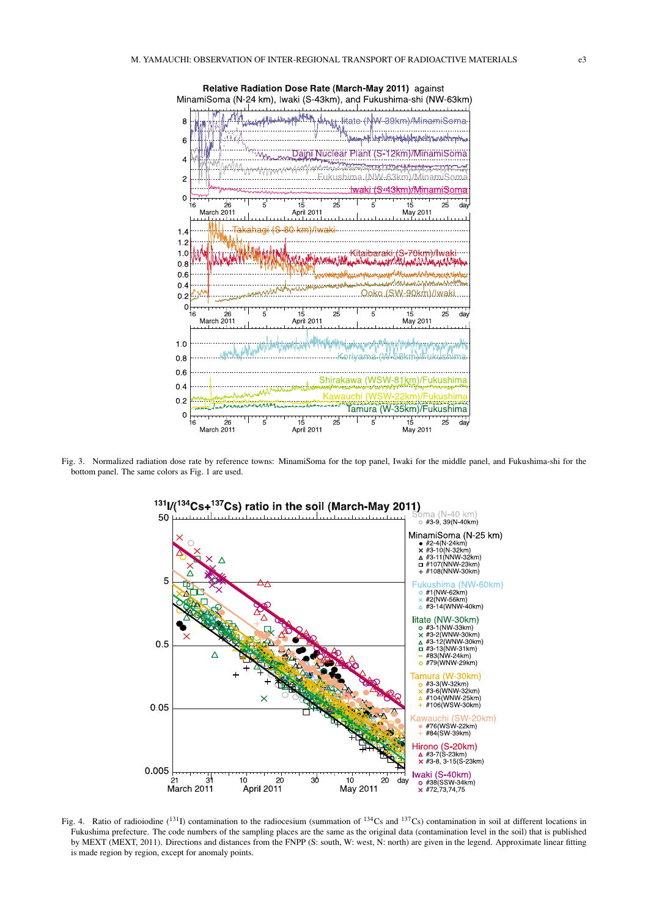Fig. 3. Normalized radiation dose rate by reference towns: MinamiSoma for the top panel, Iwaki for the middle panel, and Fukushima-shi for the bottom panel. The same colors as Fig. 1 are used.

Fig. 4. Ratio of radioiodine ($^{131}$I) contamination to the radiocesium (summation of $^{134}$Cs and $^{137}$Cs) contamination in soil at different locations in Fukushima prefecture. The code numbers of the sampling places are the same as the original data (contamination level in the soil) that is published by MEXT (MEXT, 2011). Directions and distances from the FNPP (S: south, W: west, N: north) are given in the legend. Approximate linear fitting is made region by region, except for anomaly points.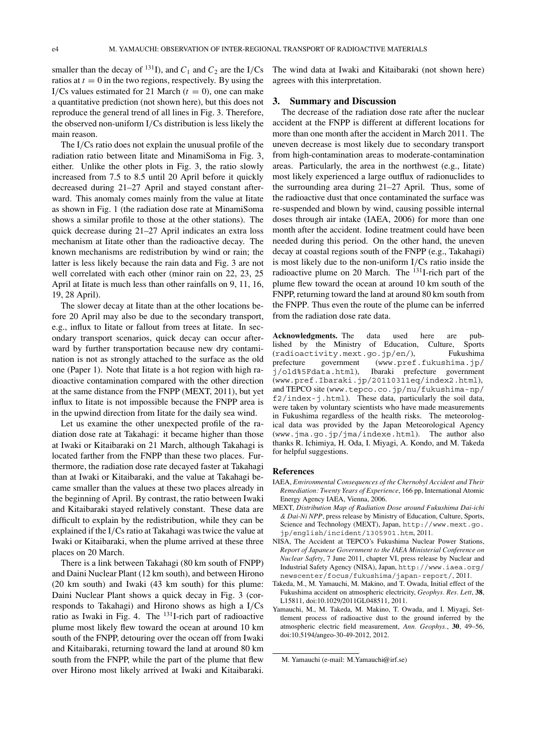smaller than the decay of $^{131}$I), and $C_1$ and $C_2$ are the I/Cs ratios at $t = 0$ in the two regions, respectively. By using the I/Cs values estimated for 21 March ($t = 0$), one can make a quantitative prediction (not shown here), but this does not reproduce the general trend of all lines in Fig. 3. Therefore, the observed non-uniform I/Cs distribution is less likely the main reason.

The I/Cs ratio does not explain the unusual profile of the radiation ratio between Iitate and MinamiSoma in Fig. 3, either. Unlike the other plots in Fig. 3, the ratio slowly increased from 7.5 to 8.5 until 20 April before it quickly decreased during 21–27 April and stayed constant afterward. This anomaly comes mainly from the value at Iitate as shown in Fig. 1 (the radiation dose rate at MinamiSoma shows a similar profile to those at the other stations). The quick decrease during 21–27 April indicates an extra loss mechanism at Iitate other than the radioactive decay. The known mechanisms are redistribution by wind or rain; the latter is less likely because the rain data and Fig. 3 are not well correlated with each other (minor rain on 22, 23, 25 April at Iitate is much less than other rainfalls on 9, 11, 16, 19, 28 April).

The slower decay at Iitate than at the other locations before 20 April may also be due to the secondary transport, e.g., influx to Iitate or fallout from trees at Iitate. In secondary transport scenarios, quick decay can occur afterward by further transportation because new dry contamination is not as strongly attached to the surface as the old one (Paper 1). Note that Iitate is a hot region with high radioactive contamination compared with the other direction at the same distance from the FNPP (MEXT, 2011), but yet influx to Iitate is not impossible because the FNPP area is in the upwind direction from Iitate for the daily sea wind.

Let us examine the other unexpected profile of the radiation dose rate at Takahagi: it became higher than those at Iwaki or Kitaibaraki on 21 March, although Takahagi is located farther from the FNPP than these two places. Furthermore, the radiation dose rate decayed faster at Takahagi than at Iwaki or Kitaibaraki, and the value at Takahagi became smaller than the values at these two places already in the beginning of April. By contrast, the ratio between Iwaki and Kitaibaraki stayed relatively constant. These data are difficult to explain by the redistribution, while they can be explained if the I/Cs ratio at Takahagi was twice the value at Iwaki or Kitaibaraki, when the plume arrived at these three places on 20 March.

There is a link between Takahagi (80 km south of FNPP) and Daini Nuclear Plant (12 km south), and between Hirono (20 km south) and Iwaki (43 km south) for this plume: Daini Nuclear Plant shows a quick decay in Fig. 3 (corresponds to Takahagi) and Hirono shows as high a I/Cs ratio as Iwaki in Fig. 4. The $^{131}$I-rich part of radioactive plume most likely flew toward the ocean at around 10 km south of the FNPP, detouring over the ocean off from Iwaki and Kitaibaraki, returning toward the land at around 80 km south from the FNPP, while the part of the plume that flew over Hirono most likely arrived at Iwaki and Kitaibaraki. The wind data at Iwaki and Kitaibaraki (not shown here) agrees with this interpretation.

## 3. Summary and Discussion

The decrease of the radiation dose rate after the nuclear accident at the FNPP is different at different locations for more than one month after the accident in March 2011. The uneven decrease is most likely due to secondary transport from high-contamination areas to moderate-contamination areas. Particularly, the area in the northwest (e.g., Iitate) most likely experienced a large outflux of radionuclides to the surrounding area during 21–27 April. Thus, some of the radioactive dust that once contaminated the surface was re-suspended and blown by wind, causing possible internal doses through air intake (IAEA, 2006) for more than one month after the accident. Iodine treatment could have been needed during this period. On the other hand, the uneven decay at coastal regions south of the FNPP (e.g., Takahagi) is most likely due to the non-uniform I/Cs ratio inside the radioactive plume on 20 March. The $^{131}$I-rich part of the plume flew toward the ocean at around 10 km south of the FNPP, returning toward the land at around 80 km south from the FNPP. Thus even the route of the plume can be inferred from the radiation dose rate data.

**Acknowledgments.** The data used here are published by the Ministry of Education, Culture, Sports (radioactivity.mext.go.jp/en/), Fukushima prefecture government (www.pref.fukushima.jp/j/old%5Fdata.html), Ibaraki prefecture government (www.pref.Ibaraki.jp/20110311eq/index2.html), and TEPCO site (www.tepco.co.jp/nu/fukushima-np/f2/index-j.html). These data, particularly the soil data, were taken by voluntary scientists who have made measurements in Fukushima regardless of the health risks. The meteorological data was provided by the Japan Meteorological Agency (www.jma.go.jp/jma/indexe.html). The author also thanks R. Ichimiya, H. Oda, I. Miyagi, A. Kondo, and M. Takeda for helpful suggestions.

## References

- IAEA, *Environmental Consequences of the Chernobyl Accident and Their Remediation: Twenty Years of Experience*, 166 pp, International Atomic Energy Agency IAEA, Vienna, 2006.
- MEXT, *Distribution Map of Radiation Dose around Fukushima Dai-ichi & Dai-Ni NPP*, press release by Ministry of Education, Culture, Sports, Science and Technology (MEXT), Japan, http://www.mext.go.jp/english/incident/1305901.htm, 2011.
- NISA, The Accident at TEPCO's Fukushima Nuclear Power Stations, *Report of Japanese Government to the IAEA Ministerial Conference on Nuclear Safety*, 7 June 2011, chapter VI, press release by Nuclear and Industrial Safety Agency (NISA), Japan, http://www.iaea.org/newscenter/focus/fukushima/japan-report/, 2011.
- Takeda, M., M. Yamauchi, M. Makino, and T. Owada, Initial effect of the Fukushima accident on atmospheric electricity, *Geophys. Res. Lett*, **38**, L15811, doi:10.1029/2011GL048511, 2011.
- Yamauchi, M., M. Takeda, M. Makino, T. Owada, and I. Miyagi, Settlement process of radioactive dust to the ground inferred by the atmospheric electric field measurement, *Ann. Geophys.*, **30**, 49–56, doi:10.5194/angeo-30-49-2012, 2012.

M. Yamauchi (e-mail: M.Yamauchi@irf.se)